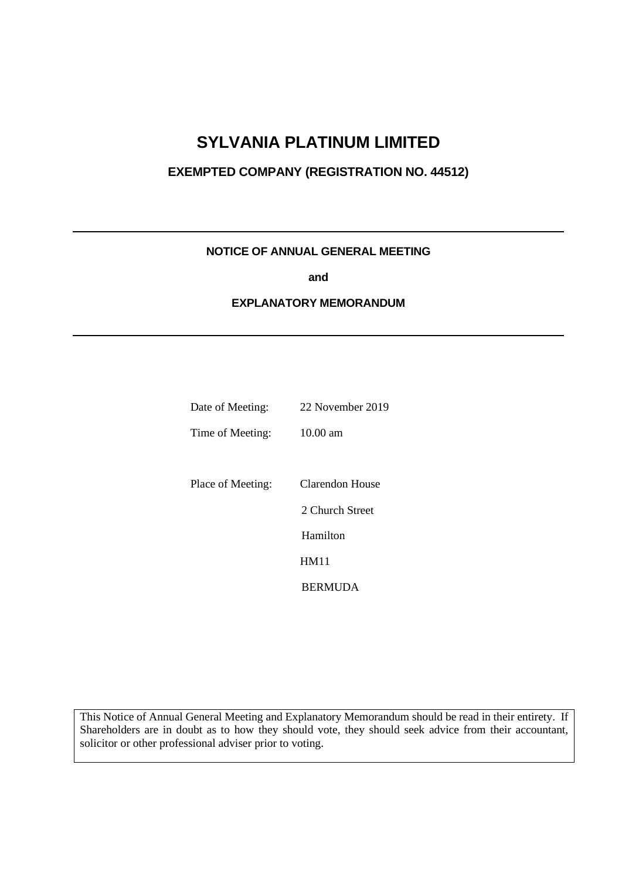# SYLVANIA PLATINUM LIMITED

## EXEMPTED COMPANY (REGISTRATION NO. 44512)

---

**NOTICE OF ANNUAL GENERAL MEETING**

**and**

**EXPLANATORY MEMORANDUM**

---

| | |
|---|---|
| Date of Meeting: | 22 November 2019 |
| Time of Meeting: | 10.00 am |
| Place of Meeting: | Clarendon House |
| | 2 Church Street |
| | Hamilton |
| | HM11 |
| | BERMUDA |

This Notice of Annual General Meeting and Explanatory Memorandum should be read in their entirety. If Shareholders are in doubt as to how they should vote, they should seek advice from their accountant, solicitor or other professional adviser prior to voting.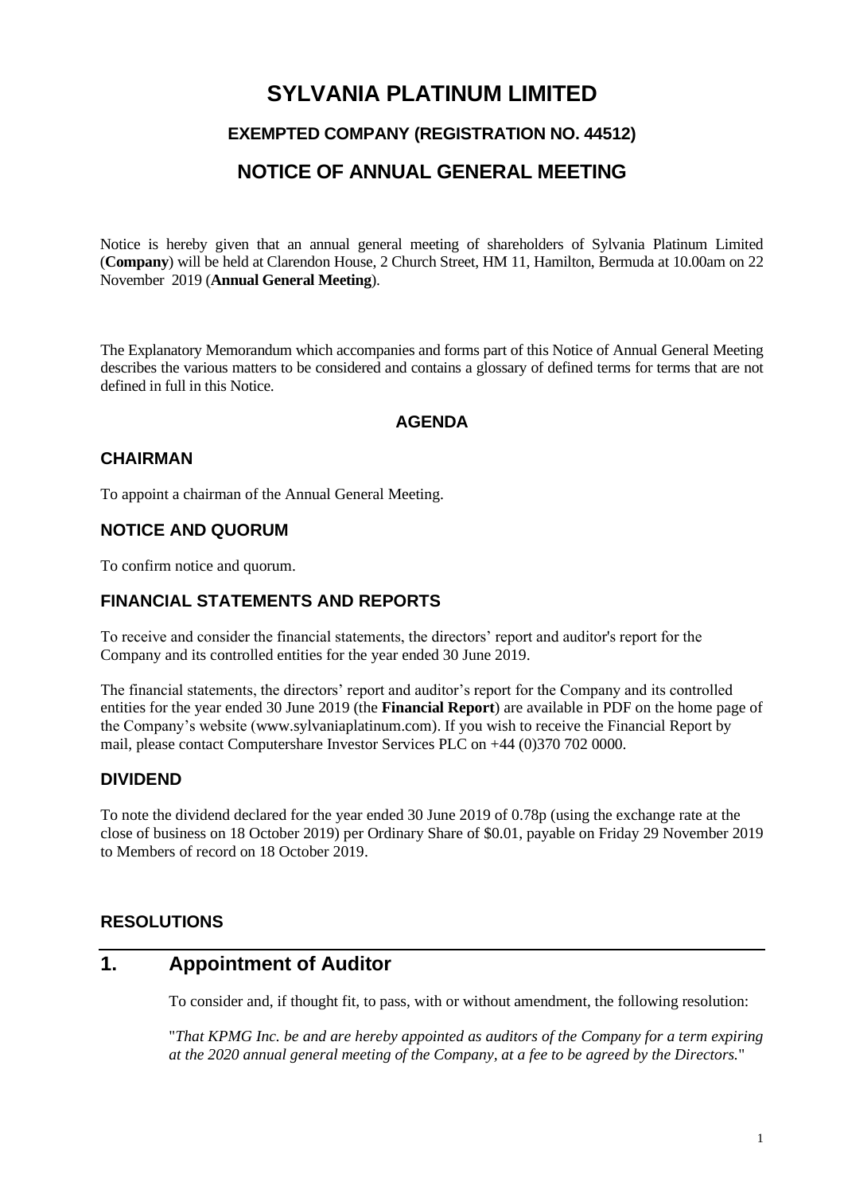# SYLVANIA PLATINUM LIMITED

### EXEMPTED COMPANY (REGISTRATION NO. 44512)

## NOTICE OF ANNUAL GENERAL MEETING

Notice is hereby given that an annual general meeting of shareholders of Sylvania Platinum Limited (**Company**) will be held at Clarendon House, 2 Church Street, HM 11, Hamilton, Bermuda at 10.00am on 22 November 2019 (**Annual General Meeting**).

The Explanatory Memorandum which accompanies and forms part of this Notice of Annual General Meeting describes the various matters to be considered and contains a glossary of defined terms for terms that are not defined in full in this Notice.

### AGENDA

### CHAIRMAN

To appoint a chairman of the Annual General Meeting.

### NOTICE AND QUORUM

To confirm notice and quorum.

### FINANCIAL STATEMENTS AND REPORTS

To receive and consider the financial statements, the directors' report and auditor's report for the Company and its controlled entities for the year ended 30 June 2019.

The financial statements, the directors' report and auditor's report for the Company and its controlled entities for the year ended 30 June 2019 (the **Financial Report**) are available in PDF on the home page of the Company's website (www.sylvaniaplatinum.com). If you wish to receive the Financial Report by mail, please contact Computershare Investor Services PLC on +44 (0)370 702 0000.

### DIVIDEND

To note the dividend declared for the year ended 30 June 2019 of 0.78p (using the exchange rate at the close of business on 18 October 2019) per Ordinary Share of $0.01, payable on Friday 29 November 2019 to Members of record on 18 October 2019.

### RESOLUTIONS

## 1. Appointment of Auditor

To consider and, if thought fit, to pass, with or without amendment, the following resolution:

"*That KPMG Inc. be and are hereby appointed as auditors of the Company for a term expiring at the 2020 annual general meeting of the Company, at a fee to be agreed by the Directors.*"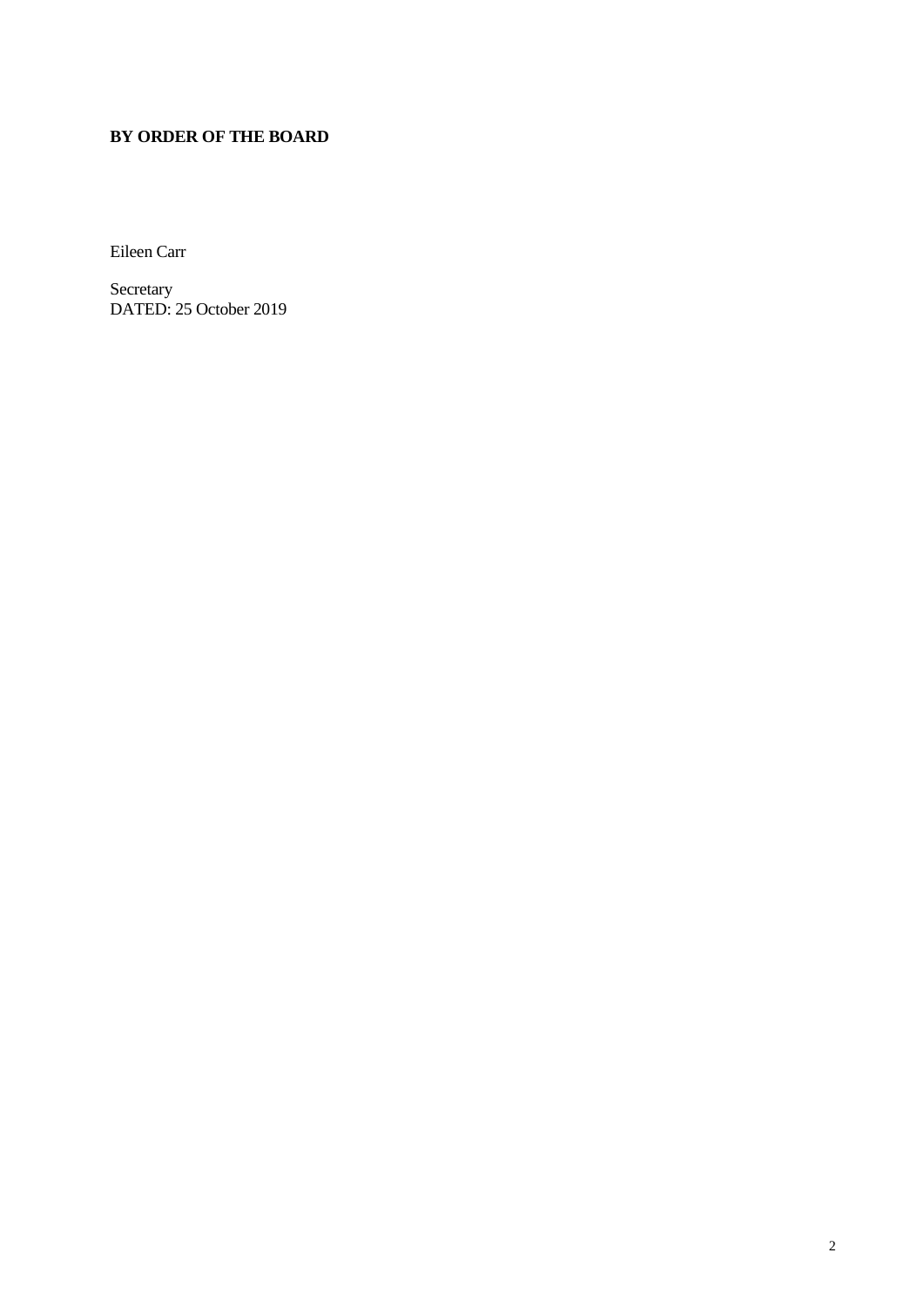**BY ORDER OF THE BOARD**

Eileen Carr

Secretary
DATED: 25 October 2019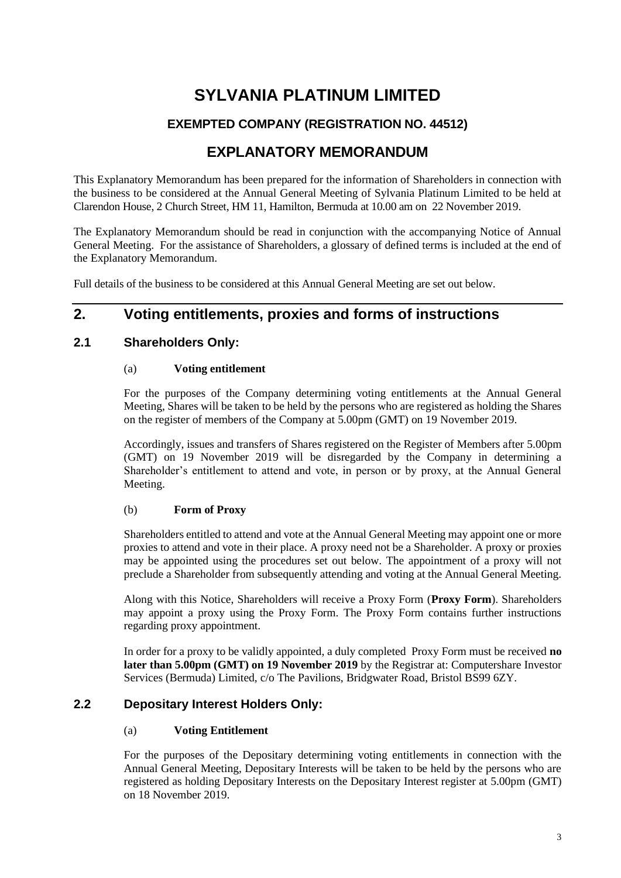# SYLVANIA PLATINUM LIMITED

### EXEMPTED COMPANY (REGISTRATION NO. 44512)

## EXPLANATORY MEMORANDUM

This Explanatory Memorandum has been prepared for the information of Shareholders in connection with the business to be considered at the Annual General Meeting of Sylvania Platinum Limited to be held at Clarendon House, 2 Church Street, HM 11, Hamilton, Bermuda at 10.00 am on 22 November 2019.

The Explanatory Memorandum should be read in conjunction with the accompanying Notice of Annual General Meeting. For the assistance of Shareholders, a glossary of defined terms is included at the end of the Explanatory Memorandum.

Full details of the business to be considered at this Annual General Meeting are set out below.

## 2. Voting entitlements, proxies and forms of instructions

### 2.1 Shareholders Only:

(a) **Voting entitlement**

For the purposes of the Company determining voting entitlements at the Annual General Meeting, Shares will be taken to be held by the persons who are registered as holding the Shares on the register of members of the Company at 5.00pm (GMT) on 19 November 2019.

Accordingly, issues and transfers of Shares registered on the Register of Members after 5.00pm (GMT) on 19 November 2019 will be disregarded by the Company in determining a Shareholder's entitlement to attend and vote, in person or by proxy, at the Annual General Meeting.

(b) **Form of Proxy**

Shareholders entitled to attend and vote at the Annual General Meeting may appoint one or more proxies to attend and vote in their place. A proxy need not be a Shareholder. A proxy or proxies may be appointed using the procedures set out below. The appointment of a proxy will not preclude a Shareholder from subsequently attending and voting at the Annual General Meeting.

Along with this Notice, Shareholders will receive a Proxy Form (**Proxy Form**). Shareholders may appoint a proxy using the Proxy Form. The Proxy Form contains further instructions regarding proxy appointment.

In order for a proxy to be validly appointed, a duly completed Proxy Form must be received **no later than 5.00pm (GMT) on 19 November 2019** by the Registrar at: Computershare Investor Services (Bermuda) Limited, c/o The Pavilions, Bridgwater Road, Bristol BS99 6ZY.

### 2.2 Depositary Interest Holders Only:

(a) **Voting Entitlement**

For the purposes of the Depositary determining voting entitlements in connection with the Annual General Meeting, Depositary Interests will be taken to be held by the persons who are registered as holding Depositary Interests on the Depositary Interest register at 5.00pm (GMT) on 18 November 2019.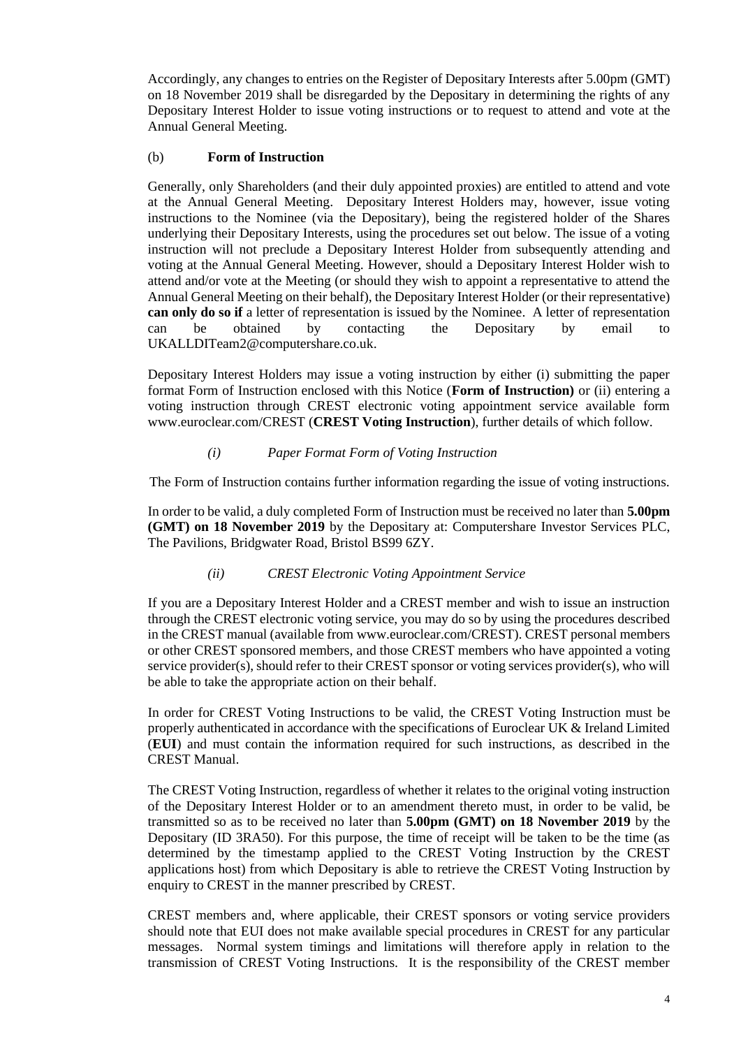Accordingly, any changes to entries on the Register of Depositary Interests after 5.00pm (GMT) on 18 November 2019 shall be disregarded by the Depositary in determining the rights of any Depositary Interest Holder to issue voting instructions or to request to attend and vote at the Annual General Meeting.

(b) **Form of Instruction**

Generally, only Shareholders (and their duly appointed proxies) are entitled to attend and vote at the Annual General Meeting. Depositary Interest Holders may, however, issue voting instructions to the Nominee (via the Depositary), being the registered holder of the Shares underlying their Depositary Interests, using the procedures set out below. The issue of a voting instruction will not preclude a Depositary Interest Holder from subsequently attending and voting at the Annual General Meeting. However, should a Depositary Interest Holder wish to attend and/or vote at the Meeting (or should they wish to appoint a representative to attend the Annual General Meeting on their behalf), the Depositary Interest Holder (or their representative) **can only do so if** a letter of representation is issued by the Nominee. A letter of representation can be obtained by contacting the Depositary by email to UKALLDITeam2@computershare.co.uk.

Depositary Interest Holders may issue a voting instruction by either (i) submitting the paper format Form of Instruction enclosed with this Notice (**Form of Instruction)** or (ii) entering a voting instruction through CREST electronic voting appointment service available form www.euroclear.com/CREST (**CREST Voting Instruction**), further details of which follow.

*(i) Paper Format Form of Voting Instruction*

The Form of Instruction contains further information regarding the issue of voting instructions.

In order to be valid, a duly completed Form of Instruction must be received no later than **5.00pm (GMT) on 18 November 2019** by the Depositary at: Computershare Investor Services PLC, The Pavilions, Bridgwater Road, Bristol BS99 6ZY.

*(ii) CREST Electronic Voting Appointment Service*

If you are a Depositary Interest Holder and a CREST member and wish to issue an instruction through the CREST electronic voting service, you may do so by using the procedures described in the CREST manual (available from www.euroclear.com/CREST). CREST personal members or other CREST sponsored members, and those CREST members who have appointed a voting service provider(s), should refer to their CREST sponsor or voting services provider(s), who will be able to take the appropriate action on their behalf.

In order for CREST Voting Instructions to be valid, the CREST Voting Instruction must be properly authenticated in accordance with the specifications of Euroclear UK & Ireland Limited (**EUI**) and must contain the information required for such instructions, as described in the CREST Manual.

The CREST Voting Instruction, regardless of whether it relates to the original voting instruction of the Depositary Interest Holder or to an amendment thereto must, in order to be valid, be transmitted so as to be received no later than **5.00pm (GMT) on 18 November 2019** by the Depositary (ID 3RA50). For this purpose, the time of receipt will be taken to be the time (as determined by the timestamp applied to the CREST Voting Instruction by the CREST applications host) from which Depositary is able to retrieve the CREST Voting Instruction by enquiry to CREST in the manner prescribed by CREST.

CREST members and, where applicable, their CREST sponsors or voting service providers should note that EUI does not make available special procedures in CREST for any particular messages. Normal system timings and limitations will therefore apply in relation to the transmission of CREST Voting Instructions. It is the responsibility of the CREST member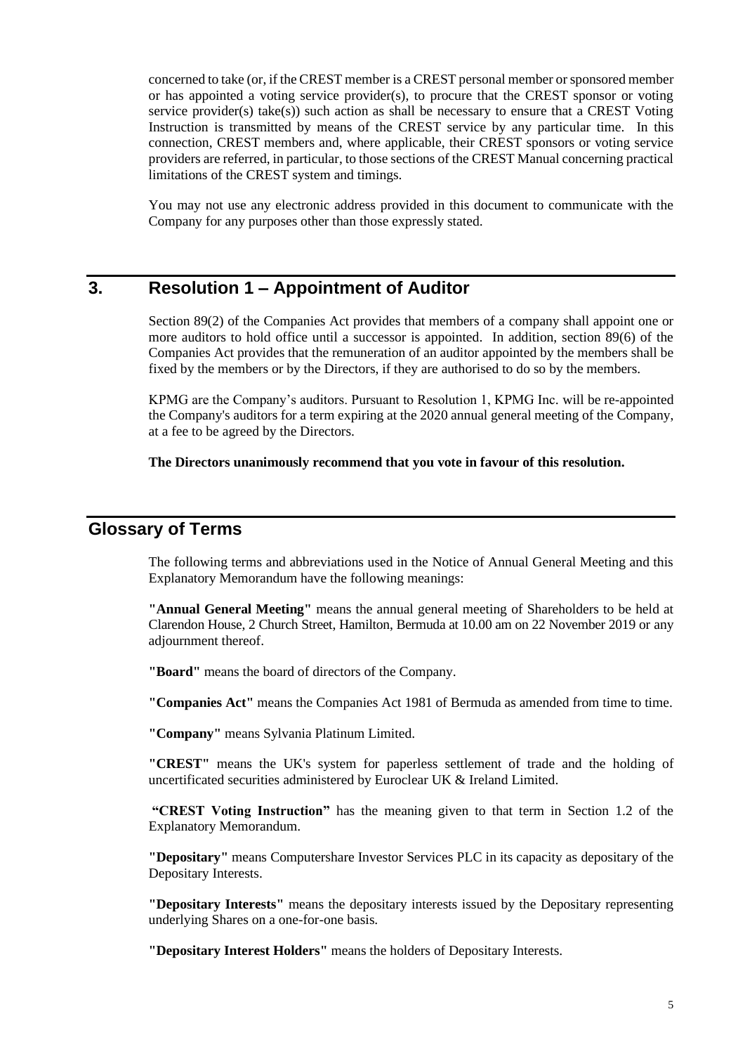concerned to take (or, if the CREST member is a CREST personal member or sponsored member or has appointed a voting service provider(s), to procure that the CREST sponsor or voting service provider(s) take(s)) such action as shall be necessary to ensure that a CREST Voting Instruction is transmitted by means of the CREST service by any particular time. In this connection, CREST members and, where applicable, their CREST sponsors or voting service providers are referred, in particular, to those sections of the CREST Manual concerning practical limitations of the CREST system and timings.

You may not use any electronic address provided in this document to communicate with the Company for any purposes other than those expressly stated.

## 3. Resolution 1 – Appointment of Auditor

Section 89(2) of the Companies Act provides that members of a company shall appoint one or more auditors to hold office until a successor is appointed. In addition, section 89(6) of the Companies Act provides that the remuneration of an auditor appointed by the members shall be fixed by the members or by the Directors, if they are authorised to do so by the members.

KPMG are the Company's auditors. Pursuant to Resolution 1, KPMG Inc. will be re-appointed the Company's auditors for a term expiring at the 2020 annual general meeting of the Company, at a fee to be agreed by the Directors.

**The Directors unanimously recommend that you vote in favour of this resolution.**

## Glossary of Terms

The following terms and abbreviations used in the Notice of Annual General Meeting and this Explanatory Memorandum have the following meanings:

**"Annual General Meeting"** means the annual general meeting of Shareholders to be held at Clarendon House, 2 Church Street, Hamilton, Bermuda at 10.00 am on 22 November 2019 or any adjournment thereof.

**"Board"** means the board of directors of the Company.

**"Companies Act"** means the Companies Act 1981 of Bermuda as amended from time to time.

**"Company"** means Sylvania Platinum Limited.

**"CREST"** means the UK's system for paperless settlement of trade and the holding of uncertificated securities administered by Euroclear UK & Ireland Limited.

**"CREST Voting Instruction"** has the meaning given to that term in Section 1.2 of the Explanatory Memorandum.

**"Depositary"** means Computershare Investor Services PLC in its capacity as depositary of the Depositary Interests.

**"Depositary Interests"** means the depositary interests issued by the Depositary representing underlying Shares on a one-for-one basis.

**"Depositary Interest Holders"** means the holders of Depositary Interests.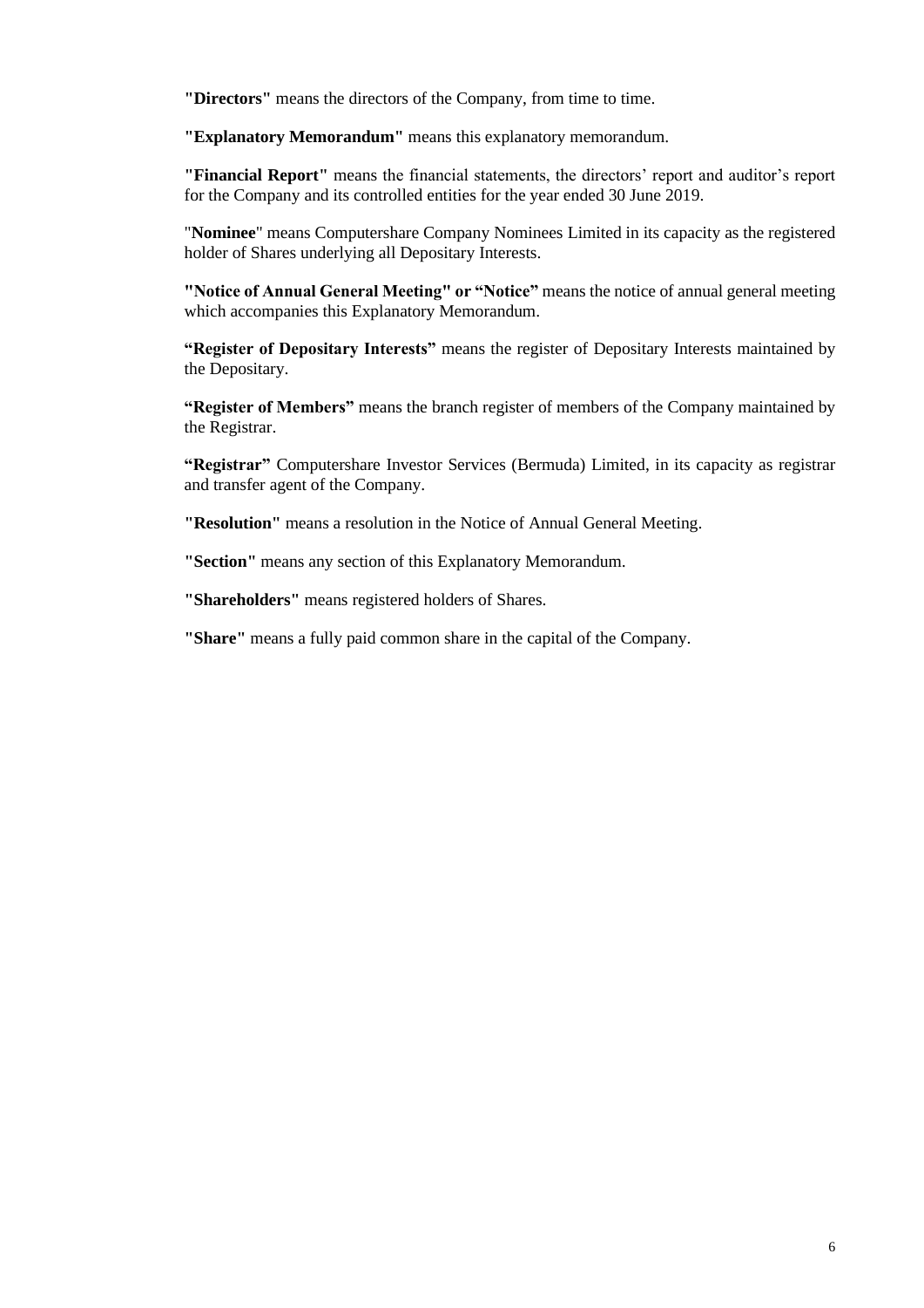**"Directors"** means the directors of the Company, from time to time.

**"Explanatory Memorandum"** means this explanatory memorandum.

**"Financial Report"** means the financial statements, the directors' report and auditor's report for the Company and its controlled entities for the year ended 30 June 2019.

"**Nominee**" means Computershare Company Nominees Limited in its capacity as the registered holder of Shares underlying all Depositary Interests.

**"Notice of Annual General Meeting" or "Notice"** means the notice of annual general meeting which accompanies this Explanatory Memorandum.

**"Register of Depositary Interests"** means the register of Depositary Interests maintained by the Depositary.

**"Register of Members"** means the branch register of members of the Company maintained by the Registrar.

**"Registrar"** Computershare Investor Services (Bermuda) Limited, in its capacity as registrar and transfer agent of the Company.

**"Resolution"** means a resolution in the Notice of Annual General Meeting.

**"Section"** means any section of this Explanatory Memorandum.

**"Shareholders"** means registered holders of Shares.

**"Share"** means a fully paid common share in the capital of the Company.